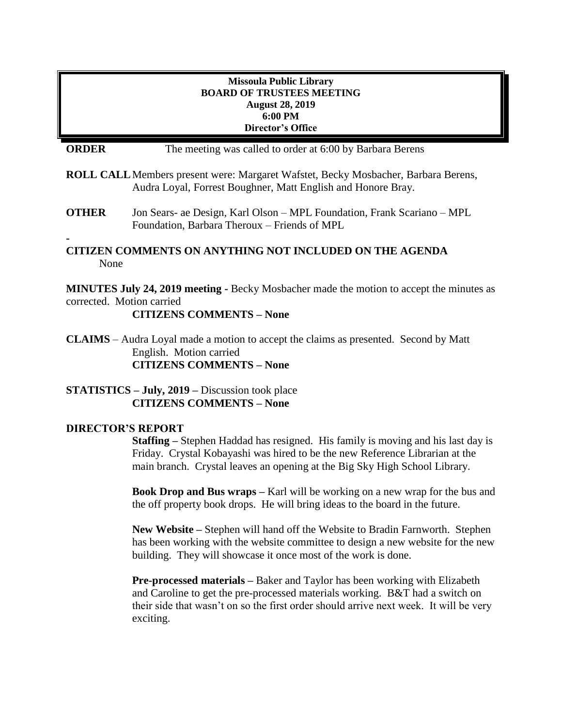**Missoula Public Library**
**BOARD OF TRUSTEES MEETING**
**August 28, 2019**
**6:00 PM**
**Director's Office**

**ORDER** The meeting was called to order at 6:00 by Barbara Berens

**ROLL CALL** Members present were: Margaret Wafstet, Becky Mosbacher, Barbara Berens, Audra Loyal, Forrest Boughner, Matt English and Honore Bray.

**OTHER** Jon Sears- ae Design, Karl Olson – MPL Foundation, Frank Scariano – MPL Foundation, Barbara Theroux – Friends of MPL

-

**CITIZEN COMMENTS ON ANYTHING NOT INCLUDED ON THE AGENDA**
None

**MINUTES July 24, 2019 meeting -** Becky Mosbacher made the motion to accept the minutes as corrected. Motion carried
**CITIZENS COMMENTS – None**

**CLAIMS** – Audra Loyal made a motion to accept the claims as presented. Second by Matt English. Motion carried
**CITIZENS COMMENTS – None**

**STATISTICS – July, 2019 –** Discussion took place
**CITIZENS COMMENTS – None**

**DIRECTOR'S REPORT**

**Staffing –** Stephen Haddad has resigned. His family is moving and his last day is Friday. Crystal Kobayashi was hired to be the new Reference Librarian at the main branch. Crystal leaves an opening at the Big Sky High School Library.

**Book Drop and Bus wraps –** Karl will be working on a new wrap for the bus and the off property book drops. He will bring ideas to the board in the future.

**New Website –** Stephen will hand off the Website to Bradin Farnworth. Stephen has been working with the website committee to design a new website for the new building. They will showcase it once most of the work is done.

**Pre-processed materials –** Baker and Taylor has been working with Elizabeth and Caroline to get the pre-processed materials working. B&T had a switch on their side that wasn't on so the first order should arrive next week. It will be very exciting.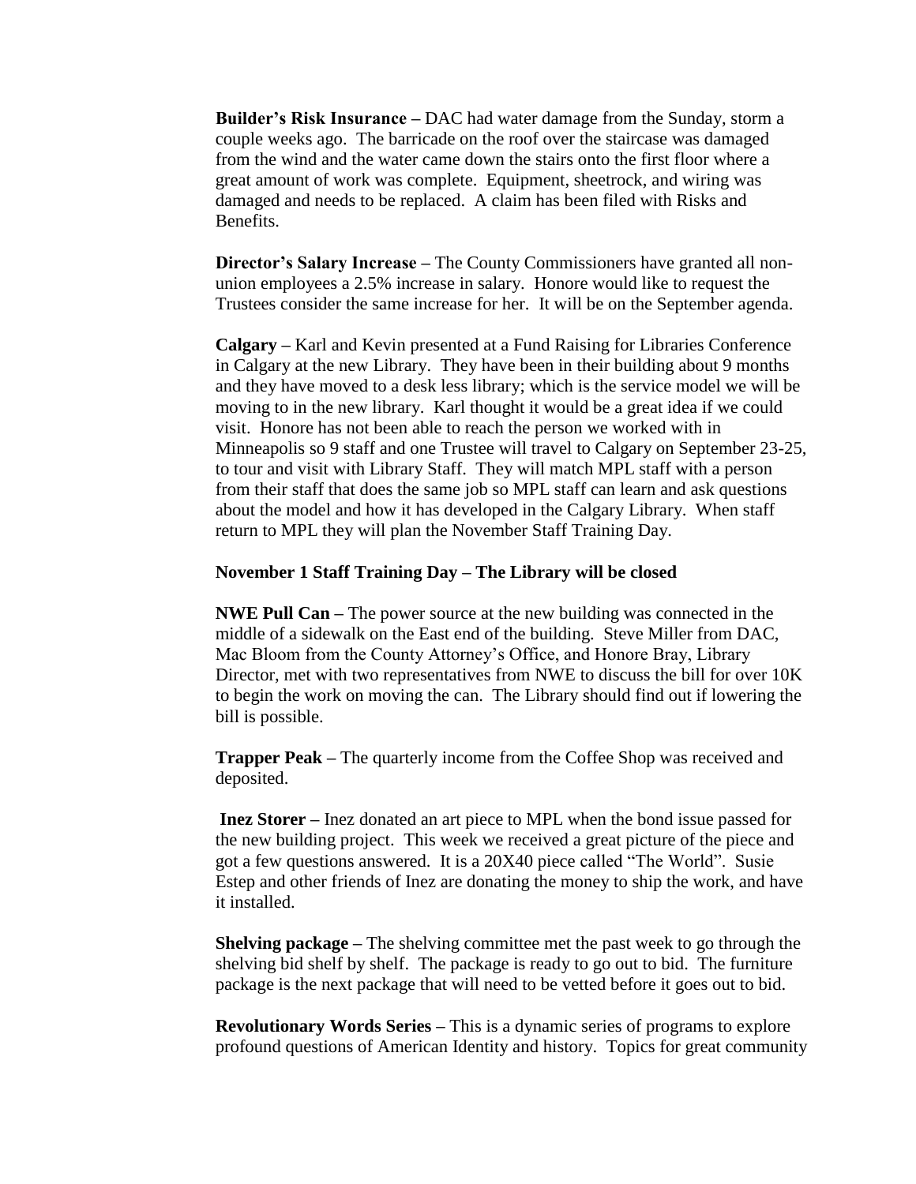**Builder's Risk Insurance –** DAC had water damage from the Sunday, storm a couple weeks ago. The barricade on the roof over the staircase was damaged from the wind and the water came down the stairs onto the first floor where a great amount of work was complete. Equipment, sheetrock, and wiring was damaged and needs to be replaced. A claim has been filed with Risks and Benefits.

**Director's Salary Increase –** The County Commissioners have granted all non-union employees a 2.5% increase in salary. Honore would like to request the Trustees consider the same increase for her. It will be on the September agenda.

**Calgary –** Karl and Kevin presented at a Fund Raising for Libraries Conference in Calgary at the new Library. They have been in their building about 9 months and they have moved to a desk less library; which is the service model we will be moving to in the new library. Karl thought it would be a great idea if we could visit. Honore has not been able to reach the person we worked with in Minneapolis so 9 staff and one Trustee will travel to Calgary on September 23-25, to tour and visit with Library Staff. They will match MPL staff with a person from their staff that does the same job so MPL staff can learn and ask questions about the model and how it has developed in the Calgary Library. When staff return to MPL they will plan the November Staff Training Day.

**November 1 Staff Training Day – The Library will be closed**

**NWE Pull Can –** The power source at the new building was connected in the middle of a sidewalk on the East end of the building. Steve Miller from DAC, Mac Bloom from the County Attorney's Office, and Honore Bray, Library Director, met with two representatives from NWE to discuss the bill for over 10K to begin the work on moving the can. The Library should find out if lowering the bill is possible.

**Trapper Peak –** The quarterly income from the Coffee Shop was received and deposited.

**Inez Storer –** Inez donated an art piece to MPL when the bond issue passed for the new building project. This week we received a great picture of the piece and got a few questions answered. It is a 20X40 piece called "The World". Susie Estep and other friends of Inez are donating the money to ship the work, and have it installed.

**Shelving package –** The shelving committee met the past week to go through the shelving bid shelf by shelf. The package is ready to go out to bid. The furniture package is the next package that will need to be vetted before it goes out to bid.

**Revolutionary Words Series –** This is a dynamic series of programs to explore profound questions of American Identity and history. Topics for great community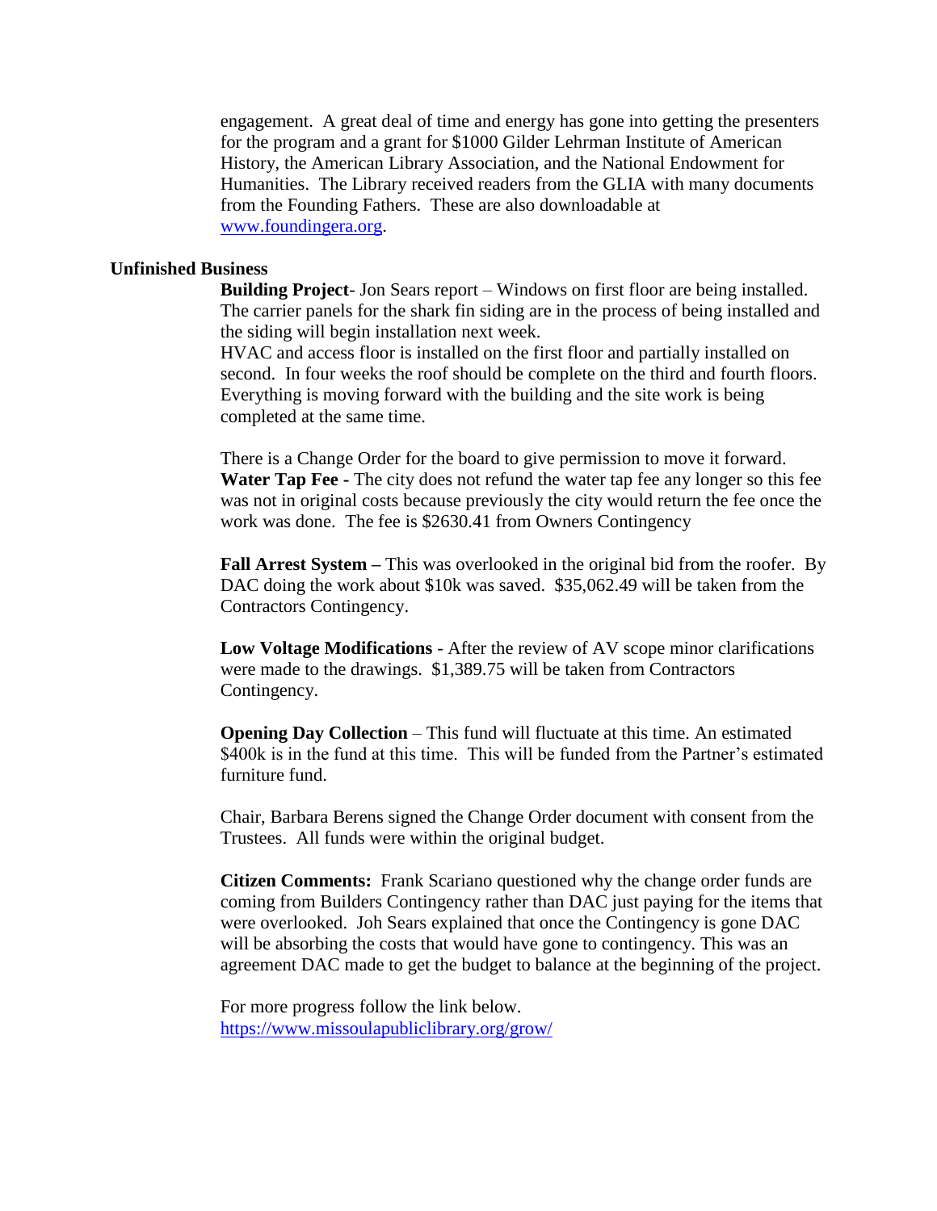engagement. A great deal of time and energy has gone into getting the presenters for the program and a grant for $1000 Gilder Lehrman Institute of American History, the American Library Association, and the National Endowment for Humanities. The Library received readers from the GLIA with many documents from the Founding Fathers. These are also downloadable at www.foundingera.org.

**Unfinished Business**

**Building Project**- Jon Sears report – Windows on first floor are being installed. The carrier panels for the shark fin siding are in the process of being installed and the siding will begin installation next week.
HVAC and access floor is installed on the first floor and partially installed on second. In four weeks the roof should be complete on the third and fourth floors. Everything is moving forward with the building and the site work is being completed at the same time.

There is a Change Order for the board to give permission to move it forward.
**Water Tap Fee -** The city does not refund the water tap fee any longer so this fee was not in original costs because previously the city would return the fee once the work was done. The fee is $2630.41 from Owners Contingency

**Fall Arrest System –** This was overlooked in the original bid from the roofer. By DAC doing the work about $10k was saved. $35,062.49 will be taken from the Contractors Contingency.

**Low Voltage Modifications** - After the review of AV scope minor clarifications were made to the drawings. $1,389.75 will be taken from Contractors Contingency.

**Opening Day Collection** – This fund will fluctuate at this time. An estimated $400k is in the fund at this time. This will be funded from the Partner's estimated furniture fund.

Chair, Barbara Berens signed the Change Order document with consent from the Trustees. All funds were within the original budget.

**Citizen Comments:** Frank Scariano questioned why the change order funds are coming from Builders Contingency rather than DAC just paying for the items that were overlooked. Joh Sears explained that once the Contingency is gone DAC will be absorbing the costs that would have gone to contingency. This was an agreement DAC made to get the budget to balance at the beginning of the project.

For more progress follow the link below.
https://www.missoulapubliclibrary.org/grow/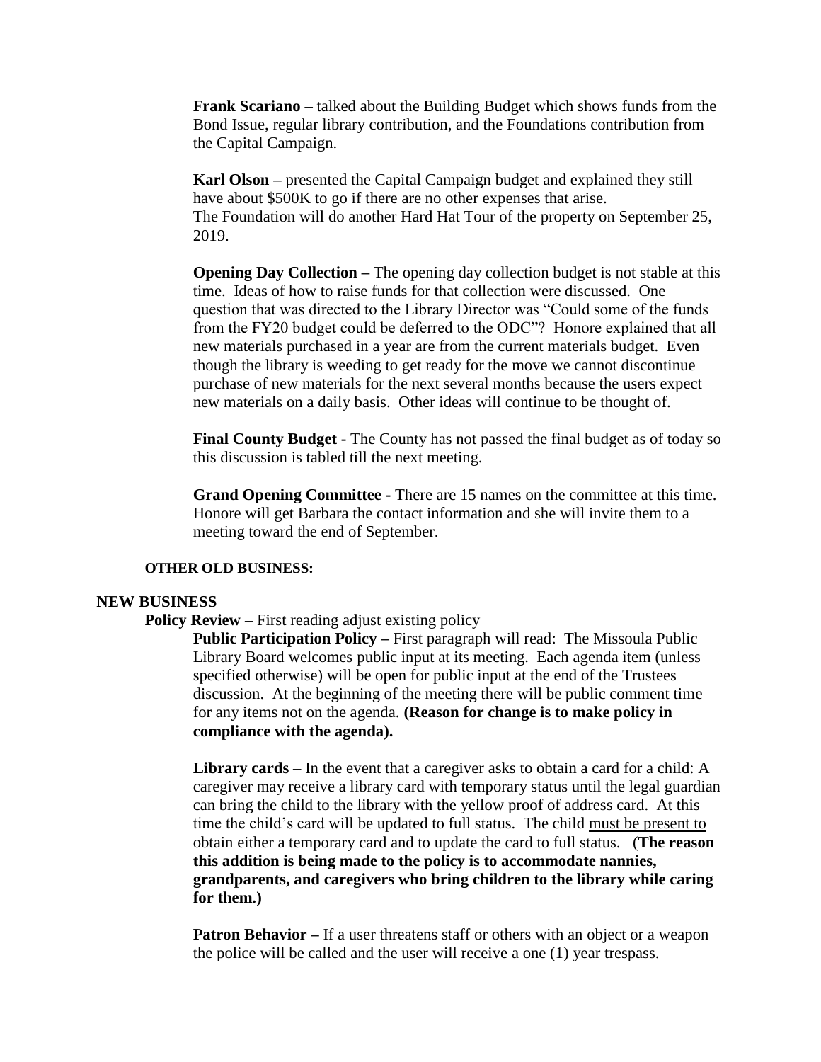**Frank Scariano –** talked about the Building Budget which shows funds from the Bond Issue, regular library contribution, and the Foundations contribution from the Capital Campaign.

**Karl Olson –** presented the Capital Campaign budget and explained they still have about $500K to go if there are no other expenses that arise. The Foundation will do another Hard Hat Tour of the property on September 25, 2019.

**Opening Day Collection –** The opening day collection budget is not stable at this time. Ideas of how to raise funds for that collection were discussed. One question that was directed to the Library Director was "Could some of the funds from the FY20 budget could be deferred to the ODC"? Honore explained that all new materials purchased in a year are from the current materials budget. Even though the library is weeding to get ready for the move we cannot discontinue purchase of new materials for the next several months because the users expect new materials on a daily basis. Other ideas will continue to be thought of.

**Final County Budget -** The County has not passed the final budget as of today so this discussion is tabled till the next meeting.

**Grand Opening Committee -** There are 15 names on the committee at this time. Honore will get Barbara the contact information and she will invite them to a meeting toward the end of September.

**OTHER OLD BUSINESS:**

## NEW BUSINESS

**Policy Review –** First reading adjust existing policy

**Public Participation Policy –** First paragraph will read: The Missoula Public Library Board welcomes public input at its meeting. Each agenda item (unless specified otherwise) will be open for public input at the end of the Trustees discussion. At the beginning of the meeting there will be public comment time for any items not on the agenda. **(Reason for change is to make policy in compliance with the agenda).**

**Library cards –** In the event that a caregiver asks to obtain a card for a child: A caregiver may receive a library card with temporary status until the legal guardian can bring the child to the library with the yellow proof of address card. At this time the child's card will be updated to full status. The child must be present to obtain either a temporary card and to update the card to full status. (**The reason this addition is being made to the policy is to accommodate nannies, grandparents, and caregivers who bring children to the library while caring for them.)**

**Patron Behavior –** If a user threatens staff or others with an object or a weapon the police will be called and the user will receive a one (1) year trespass.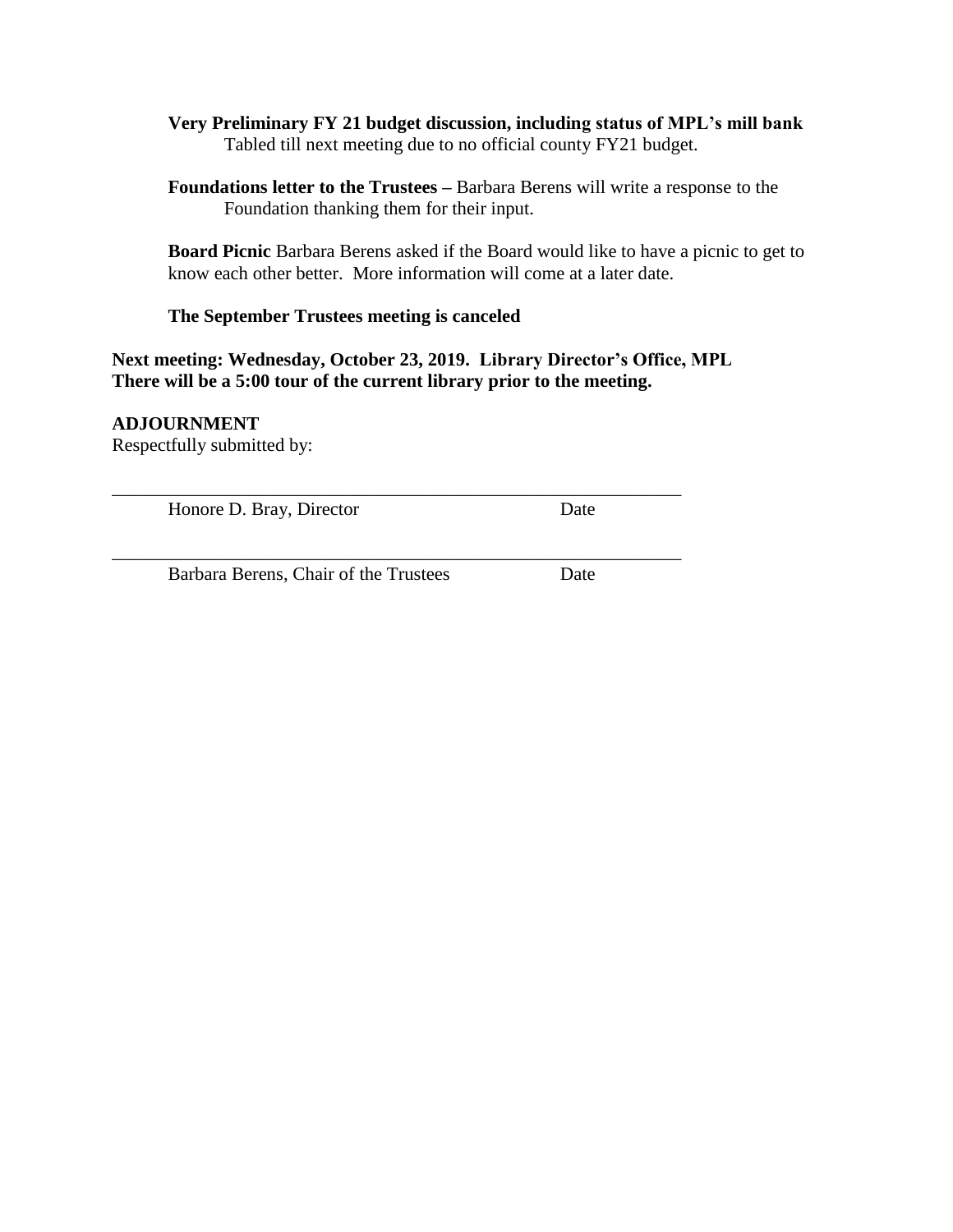**Very Preliminary FY 21 budget discussion, including status of MPL's mill bank**
Tabled till next meeting due to no official county FY21 budget.

**Foundations letter to the Trustees –** Barbara Berens will write a response to the Foundation thanking them for their input.

**Board Picnic** Barbara Berens asked if the Board would like to have a picnic to get to know each other better. More information will come at a later date.

**The September Trustees meeting is canceled**

**Next meeting: Wednesday, October 23, 2019. Library Director's Office, MPL**
**There will be a 5:00 tour of the current library prior to the meeting.**

**ADJOURNMENT**

Respectfully submitted by:

______________________________________________________________

Honore D. Bray, Director Date

______________________________________________________________

Barbara Berens, Chair of the Trustees Date